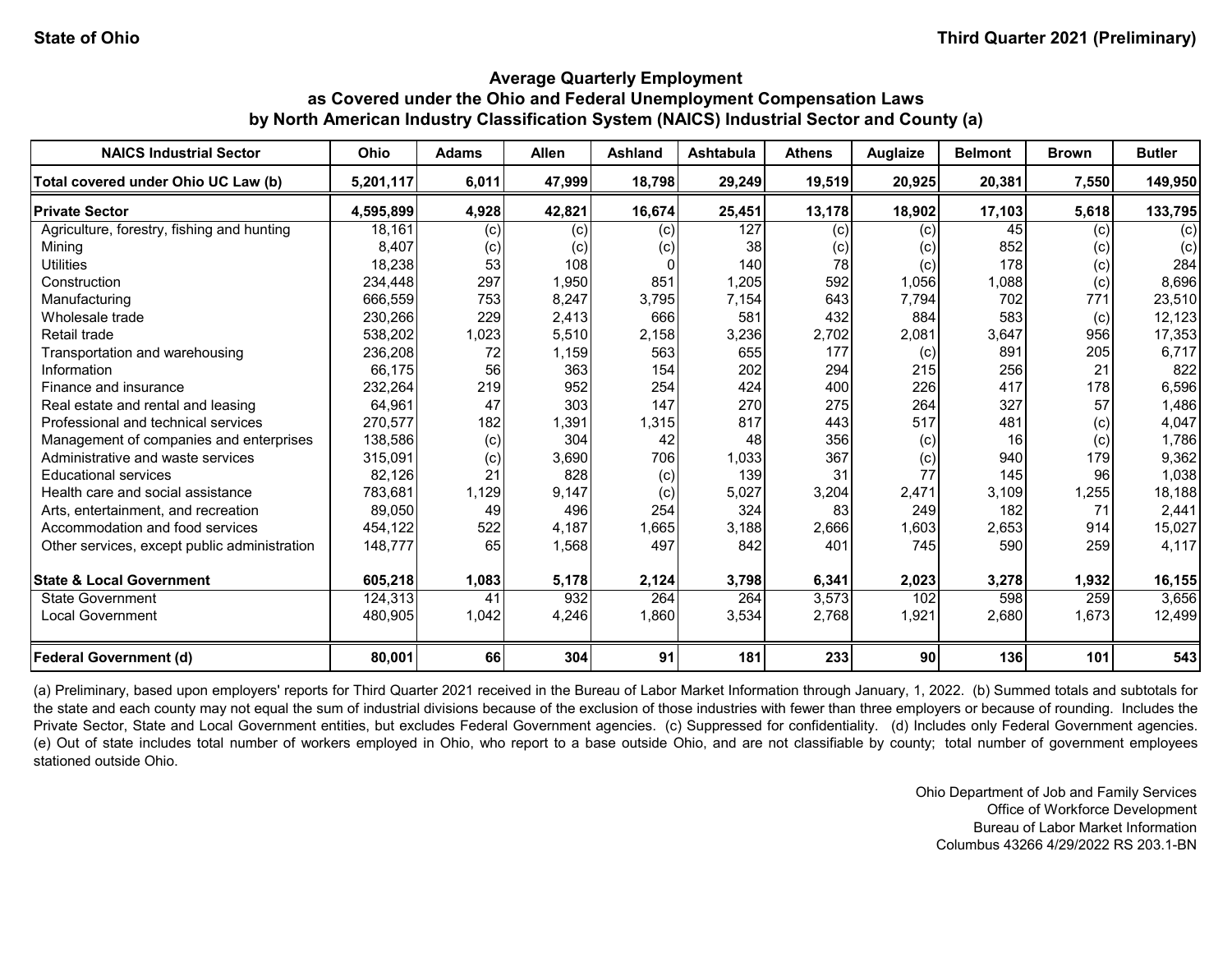State of Ohio — Third Quarter 2021 (Preliminary)

## Average Quarterly Employment as Covered under the Ohio and Federal Unemployment Compensation Laws by North American Industry Classification System (NAICS) Industrial Sector and County (a)

| NAICS Industrial Sector | Ohio | Adams | Allen | Ashland | Ashtabula | Athens | Auglaize | Belmont | Brown | Butler |
|---|---|---|---|---|---|---|---|---|---|---|
| **Total covered under Ohio UC Law (b)** | **5,201,117** | **6,011** | **47,999** | **18,798** | **29,249** | **19,519** | **20,925** | **20,381** | **7,550** | **149,950** |
| **Private Sector** | **4,595,899** | **4,928** | **42,821** | **16,674** | **25,451** | **13,178** | **18,902** | **17,103** | **5,618** | **133,795** |
| Agriculture, forestry, fishing and hunting | 18,161 | (c) | (c) | (c) | 127 | (c) | (c) | 45 | (c) | (c) |
| Mining | 8,407 | (c) | (c) | (c) | 38 | (c) | (c) | 852 | (c) | (c) |
| Utilities | 18,238 | 53 | 108 | 0 | 140 | 78 | (c) | 178 | (c) | 284 |
| Construction | 234,448 | 297 | 1,950 | 851 | 1,205 | 592 | 1,056 | 1,088 | (c) | 8,696 |
| Manufacturing | 666,559 | 753 | 8,247 | 3,795 | 7,154 | 643 | 7,794 | 702 | 771 | 23,510 |
| Wholesale trade | 230,266 | 229 | 2,413 | 666 | 581 | 432 | 884 | 583 | (c) | 12,123 |
| Retail trade | 538,202 | 1,023 | 5,510 | 2,158 | 3,236 | 2,702 | 2,081 | 3,647 | 956 | 17,353 |
| Transportation and warehousing | 236,208 | 72 | 1,159 | 563 | 655 | 177 | (c) | 891 | 205 | 6,717 |
| Information | 66,175 | 56 | 363 | 154 | 202 | 294 | 215 | 256 | 21 | 822 |
| Finance and insurance | 232,264 | 219 | 952 | 254 | 424 | 400 | 226 | 417 | 178 | 6,596 |
| Real estate and rental and leasing | 64,961 | 47 | 303 | 147 | 270 | 275 | 264 | 327 | 57 | 1,486 |
| Professional and technical services | 270,577 | 182 | 1,391 | 1,315 | 817 | 443 | 517 | 481 | (c) | 4,047 |
| Management of companies and enterprises | 138,586 | (c) | 304 | 42 | 48 | 356 | (c) | 16 | (c) | 1,786 |
| Administrative and waste services | 315,091 | (c) | 3,690 | 706 | 1,033 | 367 | (c) | 940 | 179 | 9,362 |
| Educational services | 82,126 | 21 | 828 | (c) | 139 | 31 | 77 | 145 | 96 | 1,038 |
| Health care and social assistance | 783,681 | 1,129 | 9,147 | (c) | 5,027 | 3,204 | 2,471 | 3,109 | 1,255 | 18,188 |
| Arts, entertainment, and recreation | 89,050 | 49 | 496 | 254 | 324 | 83 | 249 | 182 | 71 | 2,441 |
| Accommodation and food services | 454,122 | 522 | 4,187 | 1,665 | 3,188 | 2,666 | 1,603 | 2,653 | 914 | 15,027 |
| Other services, except public administration | 148,777 | 65 | 1,568 | 497 | 842 | 401 | 745 | 590 | 259 | 4,117 |
| **State & Local Government** | **605,218** | **1,083** | **5,178** | **2,124** | **3,798** | **6,341** | **2,023** | **3,278** | **1,932** | **16,155** |
| State Government | 124,313 | 41 | 932 | 264 | 264 | 3,573 | 102 | 598 | 259 | 3,656 |
| Local Government | 480,905 | 1,042 | 4,246 | 1,860 | 3,534 | 2,768 | 1,921 | 2,680 | 1,673 | 12,499 |
| **Federal Government (d)** | **80,001** | **66** | **304** | **91** | **181** | **233** | **90** | **136** | **101** | **543** |

(a) Preliminary, based upon employers' reports for Third Quarter 2021 received in the Bureau of Labor Market Information through January, 1, 2022. (b) Summed totals and subtotals for the state and each county may not equal the sum of industrial divisions because of the exclusion of those industries with fewer than three employers or because of rounding. Includes the Private Sector, State and Local Government entities, but excludes Federal Government agencies. (c) Suppressed for confidentiality. (d) Includes only Federal Government agencies. (e) Out of state includes total number of workers employed in Ohio, who report to a base outside Ohio, and are not classifiable by county; total number of government employees stationed outside Ohio.

Ohio Department of Job and Family Services
Office of Workforce Development
Bureau of Labor Market Information
Columbus 43266 4/29/2022 RS 203.1-BN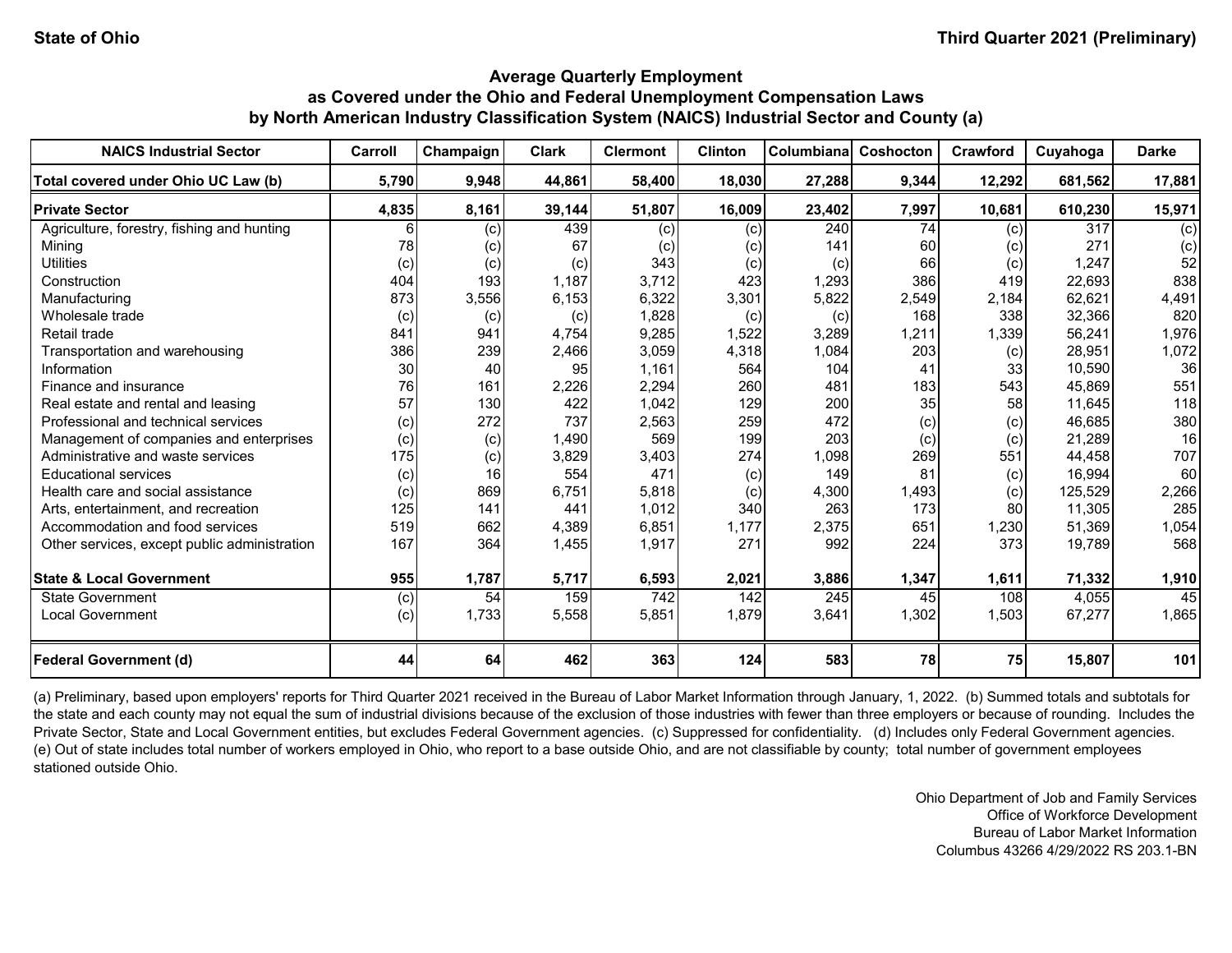State of Ohio — Third Quarter 2021 (Preliminary)

## Average Quarterly Employment as Covered under the Ohio and Federal Unemployment Compensation Laws by North American Industry Classification System (NAICS) Industrial Sector and County (a)

| NAICS Industrial Sector | Carroll | Champaign | Clark | Clermont | Clinton | Columbiana | Coshocton | Crawford | Cuyahoga | Darke |
|---|---|---|---|---|---|---|---|---|---|---|
| **Total covered under Ohio UC Law (b)** | **5,790** | **9,948** | **44,861** | **58,400** | **18,030** | **27,288** | **9,344** | **12,292** | **681,562** | **17,881** |
| **Private Sector** | **4,835** | **8,161** | **39,144** | **51,807** | **16,009** | **23,402** | **7,997** | **10,681** | **610,230** | **15,971** |
| Agriculture, forestry, fishing and hunting | 6 | (c) | 439 | (c) | (c) | 240 | 74 | (c) | 317 | (c) |
| Mining | 78 | (c) | 67 | (c) | (c) | 141 | 60 | (c) | 271 | (c) |
| Utilities | (c) | (c) | (c) | 343 | (c) | (c) | 66 | (c) | 1,247 | 52 |
| Construction | 404 | 193 | 1,187 | 3,712 | 423 | 1,293 | 386 | 419 | 22,693 | 838 |
| Manufacturing | 873 | 3,556 | 6,153 | 6,322 | 3,301 | 5,822 | 2,549 | 2,184 | 62,621 | 4,491 |
| Wholesale trade | (c) | (c) | (c) | 1,828 | (c) | (c) | 168 | 338 | 32,366 | 820 |
| Retail trade | 841 | 941 | 4,754 | 9,285 | 1,522 | 3,289 | 1,211 | 1,339 | 56,241 | 1,976 |
| Transportation and warehousing | 386 | 239 | 2,466 | 3,059 | 4,318 | 1,084 | 203 | (c) | 28,951 | 1,072 |
| Information | 30 | 40 | 95 | 1,161 | 564 | 104 | 41 | 33 | 10,590 | 36 |
| Finance and insurance | 76 | 161 | 2,226 | 2,294 | 260 | 481 | 183 | 543 | 45,869 | 551 |
| Real estate and rental and leasing | 57 | 130 | 422 | 1,042 | 129 | 200 | 35 | 58 | 11,645 | 118 |
| Professional and technical services | (c) | 272 | 737 | 2,563 | 259 | 472 | (c) | (c) | 46,685 | 380 |
| Management of companies and enterprises | (c) | (c) | 1,490 | 569 | 199 | 203 | (c) | (c) | 21,289 | 16 |
| Administrative and waste services | 175 | (c) | 3,829 | 3,403 | 274 | 1,098 | 269 | 551 | 44,458 | 707 |
| Educational services | (c) | 16 | 554 | 471 | (c) | 149 | 81 | (c) | 16,994 | 60 |
| Health care and social assistance | (c) | 869 | 6,751 | 5,818 | (c) | 4,300 | 1,493 | (c) | 125,529 | 2,266 |
| Arts, entertainment, and recreation | 125 | 141 | 441 | 1,012 | 340 | 263 | 173 | 80 | 11,305 | 285 |
| Accommodation and food services | 519 | 662 | 4,389 | 6,851 | 1,177 | 2,375 | 651 | 1,230 | 51,369 | 1,054 |
| Other services, except public administration | 167 | 364 | 1,455 | 1,917 | 271 | 992 | 224 | 373 | 19,789 | 568 |
| **State & Local Government** | **955** | **1,787** | **5,717** | **6,593** | **2,021** | **3,886** | **1,347** | **1,611** | **71,332** | **1,910** |
| State Government | (c) | 54 | 159 | 742 | 142 | 245 | 45 | 108 | 4,055 | 45 |
| Local Government | (c) | 1,733 | 5,558 | 5,851 | 1,879 | 3,641 | 1,302 | 1,503 | 67,277 | 1,865 |
| **Federal Government (d)** | **44** | **64** | **462** | **363** | **124** | **583** | **78** | **75** | **15,807** | **101** |

(a) Preliminary, based upon employers' reports for Third Quarter 2021 received in the Bureau of Labor Market Information through January, 1, 2022. (b) Summed totals and subtotals for the state and each county may not equal the sum of industrial divisions because of the exclusion of those industries with fewer than three employers or because of rounding. Includes the Private Sector, State and Local Government entities, but excludes Federal Government agencies. (c) Suppressed for confidentiality. (d) Includes only Federal Government agencies. (e) Out of state includes total number of workers employed in Ohio, who report to a base outside Ohio, and are not classifiable by county; total number of government employees stationed outside Ohio.

Ohio Department of Job and Family Services
Office of Workforce Development
Bureau of Labor Market Information
Columbus 43266 4/29/2022 RS 203.1-BN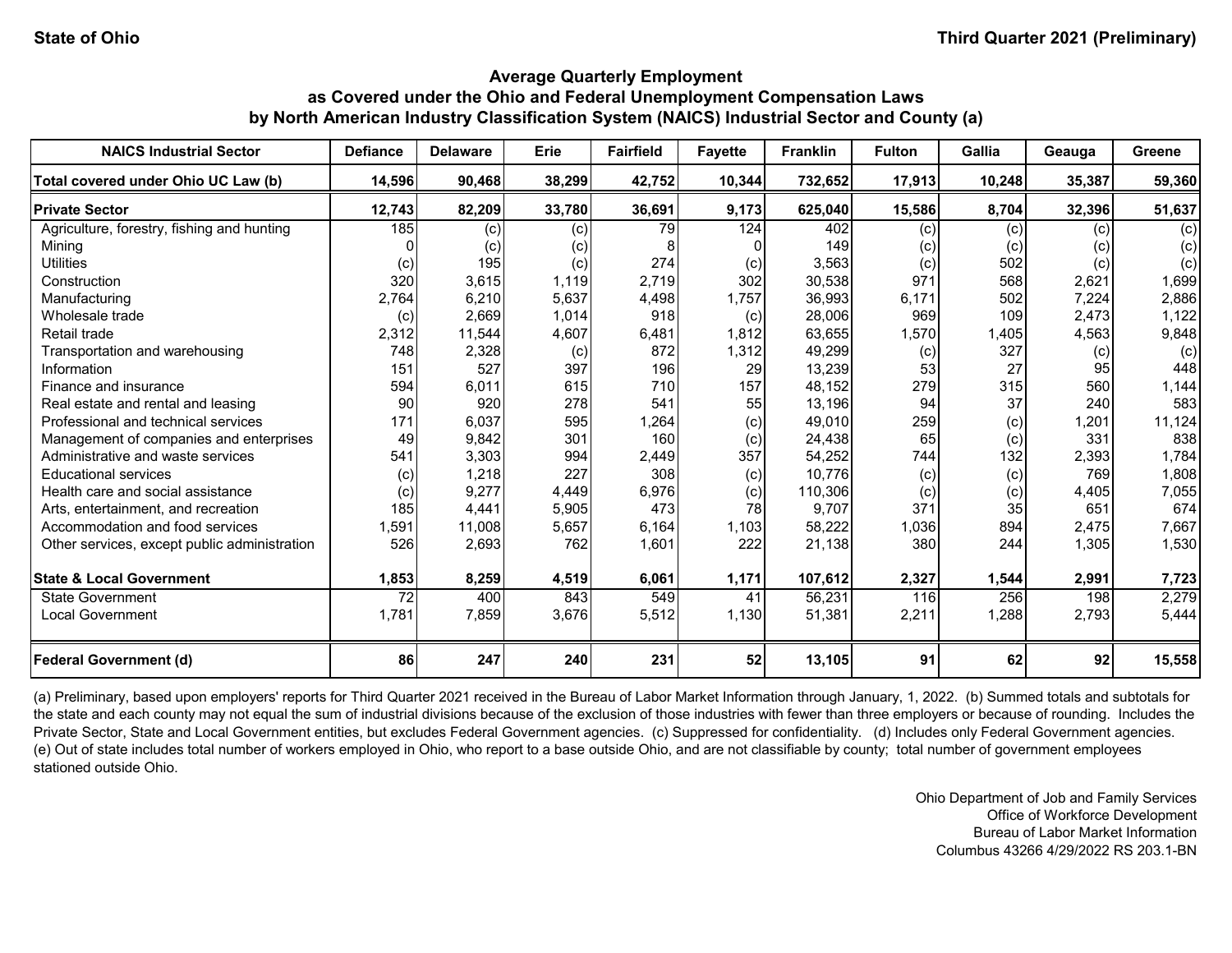State of Ohio | Third Quarter 2021 (Preliminary)

## Average Quarterly Employment as Covered under the Ohio and Federal Unemployment Compensation Laws by North American Industry Classification System (NAICS) Industrial Sector and County (a)

| NAICS Industrial Sector | Defiance | Delaware | Erie | Fairfield | Fayette | Franklin | Fulton | Gallia | Geauga | Greene |
|---|---|---|---|---|---|---|---|---|---|---|
| **Total covered under Ohio UC Law (b)** | **14,596** | **90,468** | **38,299** | **42,752** | **10,344** | **732,652** | **17,913** | **10,248** | **35,387** | **59,360** |
| **Private Sector** | **12,743** | **82,209** | **33,780** | **36,691** | **9,173** | **625,040** | **15,586** | **8,704** | **32,396** | **51,637** |
| Agriculture, forestry, fishing and hunting | 185 | (c) | (c) | 79 | 124 | 402 | (c) | (c) | (c) | (c) |
| Mining | 0 | (c) | (c) | 8 | 0 | 149 | (c) | (c) | (c) | (c) |
| Utilities | (c) | 195 | (c) | 274 | (c) | 3,563 | (c) | 502 | (c) | (c) |
| Construction | 320 | 3,615 | 1,119 | 2,719 | 302 | 30,538 | 971 | 568 | 2,621 | 1,699 |
| Manufacturing | 2,764 | 6,210 | 5,637 | 4,498 | 1,757 | 36,993 | 6,171 | 502 | 7,224 | 2,886 |
| Wholesale trade | (c) | 2,669 | 1,014 | 918 | (c) | 28,006 | 969 | 109 | 2,473 | 1,122 |
| Retail trade | 2,312 | 11,544 | 4,607 | 6,481 | 1,812 | 63,655 | 1,570 | 1,405 | 4,563 | 9,848 |
| Transportation and warehousing | 748 | 2,328 | (c) | 872 | 1,312 | 49,299 | (c) | 327 | (c) | (c) |
| Information | 151 | 527 | 397 | 196 | 29 | 13,239 | 53 | 27 | 95 | 448 |
| Finance and insurance | 594 | 6,011 | 615 | 710 | 157 | 48,152 | 279 | 315 | 560 | 1,144 |
| Real estate and rental and leasing | 90 | 920 | 278 | 541 | 55 | 13,196 | 94 | 37 | 240 | 583 |
| Professional and technical services | 171 | 6,037 | 595 | 1,264 | (c) | 49,010 | 259 | (c) | 1,201 | 11,124 |
| Management of companies and enterprises | 49 | 9,842 | 301 | 160 | (c) | 24,438 | 65 | (c) | 331 | 838 |
| Administrative and waste services | 541 | 3,303 | 994 | 2,449 | 357 | 54,252 | 744 | 132 | 2,393 | 1,784 |
| Educational services | (c) | 1,218 | 227 | 308 | (c) | 10,776 | (c) | (c) | 769 | 1,808 |
| Health care and social assistance | (c) | 9,277 | 4,449 | 6,976 | (c) | 110,306 | (c) | (c) | 4,405 | 7,055 |
| Arts, entertainment, and recreation | 185 | 4,441 | 5,905 | 473 | 78 | 9,707 | 371 | 35 | 651 | 674 |
| Accommodation and food services | 1,591 | 11,008 | 5,657 | 6,164 | 1,103 | 58,222 | 1,036 | 894 | 2,475 | 7,667 |
| Other services, except public administration | 526 | 2,693 | 762 | 1,601 | 222 | 21,138 | 380 | 244 | 1,305 | 1,530 |
| **State & Local Government** | **1,853** | **8,259** | **4,519** | **6,061** | **1,171** | **107,612** | **2,327** | **1,544** | **2,991** | **7,723** |
| State Government | 72 | 400 | 843 | 549 | 41 | 56,231 | 116 | 256 | 198 | 2,279 |
| Local Government | 1,781 | 7,859 | 3,676 | 5,512 | 1,130 | 51,381 | 2,211 | 1,288 | 2,793 | 5,444 |
| **Federal Government (d)** | **86** | **247** | **240** | **231** | **52** | **13,105** | **91** | **62** | **92** | **15,558** |

(a) Preliminary, based upon employers' reports for Third Quarter 2021 received in the Bureau of Labor Market Information through January, 1, 2022. (b) Summed totals and subtotals for the state and each county may not equal the sum of industrial divisions because of the exclusion of those industries with fewer than three employers or because of rounding. Includes the Private Sector, State and Local Government entities, but excludes Federal Government agencies. (c) Suppressed for confidentiality. (d) Includes only Federal Government agencies. (e) Out of state includes total number of workers employed in Ohio, who report to a base outside Ohio, and are not classifiable by county; total number of government employees stationed outside Ohio.

Ohio Department of Job and Family Services
Office of Workforce Development
Bureau of Labor Market Information
Columbus 43266 4/29/2022 RS 203.1-BN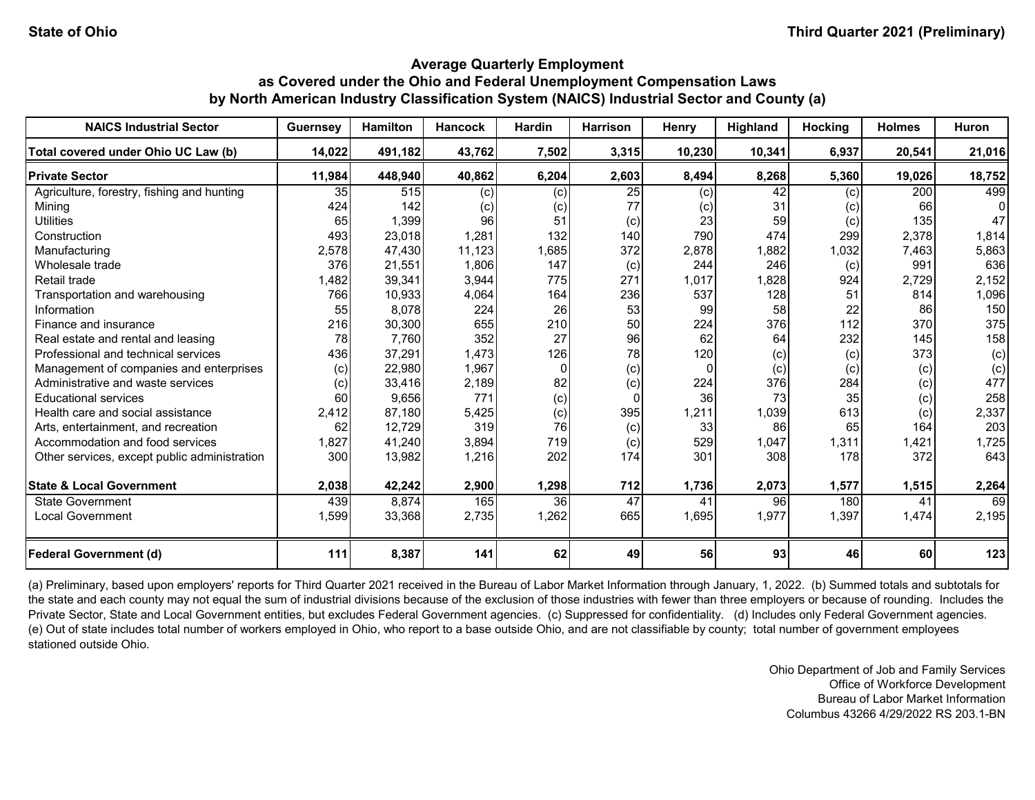State of Ohio

Third Quarter 2021 (Preliminary)

## Average Quarterly Employment as Covered under the Ohio and Federal Unemployment Compensation Laws by North American Industry Classification System (NAICS) Industrial Sector and County (a)

| NAICS Industrial Sector | Guernsey | Hamilton | Hancock | Hardin | Harrison | Henry | Highland | Hocking | Holmes | Huron |
|---|---|---|---|---|---|---|---|---|---|---|
| **Total covered under Ohio UC Law (b)** | **14,022** | **491,182** | **43,762** | **7,502** | **3,315** | **10,230** | **10,341** | **6,937** | **20,541** | **21,016** |
| **Private Sector** | **11,984** | **448,940** | **40,862** | **6,204** | **2,603** | **8,494** | **8,268** | **5,360** | **19,026** | **18,752** |
| Agriculture, forestry, fishing and hunting | 35 | 515 | (c) | (c) | 25 | (c) | 42 | (c) | 200 | 499 |
| Mining | 424 | 142 | (c) | (c) | 77 | (c) | 31 | (c) | 66 | 0 |
| Utilities | 65 | 1,399 | 96 | 51 | (c) | 23 | 59 | (c) | 135 | 47 |
| Construction | 493 | 23,018 | 1,281 | 132 | 140 | 790 | 474 | 299 | 2,378 | 1,814 |
| Manufacturing | 2,578 | 47,430 | 11,123 | 1,685 | 372 | 2,878 | 1,882 | 1,032 | 7,463 | 5,863 |
| Wholesale trade | 376 | 21,551 | 1,806 | 147 | (c) | 244 | 246 | (c) | 991 | 636 |
| Retail trade | 1,482 | 39,341 | 3,944 | 775 | 271 | 1,017 | 1,828 | 924 | 2,729 | 2,152 |
| Transportation and warehousing | 766 | 10,933 | 4,064 | 164 | 236 | 537 | 128 | 51 | 814 | 1,096 |
| Information | 55 | 8,078 | 224 | 26 | 53 | 99 | 58 | 22 | 86 | 150 |
| Finance and insurance | 216 | 30,300 | 655 | 210 | 50 | 224 | 376 | 112 | 370 | 375 |
| Real estate and rental and leasing | 78 | 7,760 | 352 | 27 | 96 | 62 | 64 | 232 | 145 | 158 |
| Professional and technical services | 436 | 37,291 | 1,473 | 126 | 78 | 120 | (c) | (c) | 373 | (c) |
| Management of companies and enterprises | (c) | 22,980 | 1,967 | 0 | (c) | 0 | (c) | (c) | (c) | (c) |
| Administrative and waste services | (c) | 33,416 | 2,189 | 82 | (c) | 224 | 376 | 284 | (c) | 477 |
| Educational services | 60 | 9,656 | 771 | (c) | 0 | 36 | 73 | 35 | (c) | 258 |
| Health care and social assistance | 2,412 | 87,180 | 5,425 | (c) | 395 | 1,211 | 1,039 | 613 | (c) | 2,337 |
| Arts, entertainment, and recreation | 62 | 12,729 | 319 | 76 | (c) | 33 | 86 | 65 | 164 | 203 |
| Accommodation and food services | 1,827 | 41,240 | 3,894 | 719 | (c) | 529 | 1,047 | 1,311 | 1,421 | 1,725 |
| Other services, except public administration | 300 | 13,982 | 1,216 | 202 | 174 | 301 | 308 | 178 | 372 | 643 |
| **State & Local Government** | **2,038** | **42,242** | **2,900** | **1,298** | **712** | **1,736** | **2,073** | **1,577** | **1,515** | **2,264** |
| State Government | 439 | 8,874 | 165 | 36 | 47 | 41 | 96 | 180 | 41 | 69 |
| Local Government | 1,599 | 33,368 | 2,735 | 1,262 | 665 | 1,695 | 1,977 | 1,397 | 1,474 | 2,195 |
| **Federal Government (d)** | **111** | **8,387** | **141** | **62** | **49** | **56** | **93** | **46** | **60** | **123** |

(a) Preliminary, based upon employers' reports for Third Quarter 2021 received in the Bureau of Labor Market Information through January, 1, 2022. (b) Summed totals and subtotals for the state and each county may not equal the sum of industrial divisions because of the exclusion of those industries with fewer than three employers or because of rounding. Includes the Private Sector, State and Local Government entities, but excludes Federal Government agencies. (c) Suppressed for confidentiality. (d) Includes only Federal Government agencies. (e) Out of state includes total number of workers employed in Ohio, who report to a base outside Ohio, and are not classifiable by county; total number of government employees stationed outside Ohio.

Ohio Department of Job and Family Services
Office of Workforce Development
Bureau of Labor Market Information
Columbus 43266 4/29/2022 RS 203.1-BN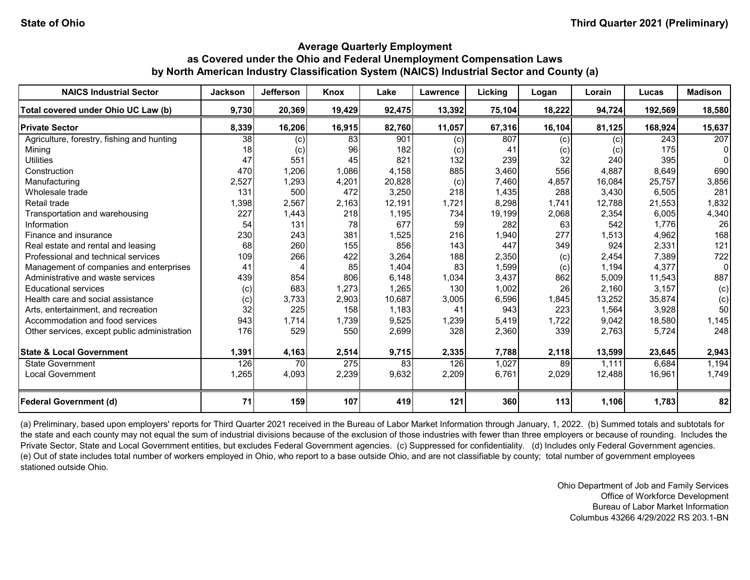State of Ohio

Third Quarter 2021 (Preliminary)

## Average Quarterly Employment as Covered under the Ohio and Federal Unemployment Compensation Laws by North American Industry Classification System (NAICS) Industrial Sector and County (a)

| NAICS Industrial Sector | Jackson | Jefferson | Knox | Lake | Lawrence | Licking | Logan | Lorain | Lucas | Madison |
|---|---|---|---|---|---|---|---|---|---|---|
| **Total covered under Ohio UC Law (b)** | **9,730** | **20,369** | **19,429** | **92,475** | **13,392** | **75,104** | **18,222** | **94,724** | **192,569** | **18,580** |
| **Private Sector** | **8,339** | **16,206** | **16,915** | **82,760** | **11,057** | **67,316** | **16,104** | **81,125** | **168,924** | **15,637** |
| Agriculture, forestry, fishing and hunting | 38 | (c) | 83 | 901 | (c) | 807 | (c) | (c) | 243 | 207 |
| Mining | 18 | (c) | 96 | 182 | (c) | 41 | (c) | (c) | 175 | 0 |
| Utilities | 47 | 551 | 45 | 821 | 132 | 239 | 32 | 240 | 395 | 0 |
| Construction | 470 | 1,206 | 1,086 | 4,158 | 885 | 3,460 | 556 | 4,887 | 8,649 | 690 |
| Manufacturing | 2,527 | 1,293 | 4,201 | 20,828 | (c) | 7,460 | 4,857 | 16,084 | 25,757 | 3,856 |
| Wholesale trade | 131 | 500 | 472 | 3,250 | 218 | 1,435 | 288 | 3,430 | 6,505 | 281 |
| Retail trade | 1,398 | 2,567 | 2,163 | 12,191 | 1,721 | 8,298 | 1,741 | 12,788 | 21,553 | 1,832 |
| Transportation and warehousing | 227 | 1,443 | 218 | 1,195 | 734 | 19,199 | 2,068 | 2,354 | 6,005 | 4,340 |
| Information | 54 | 131 | 78 | 677 | 59 | 282 | 63 | 542 | 1,776 | 26 |
| Finance and insurance | 230 | 243 | 381 | 1,525 | 216 | 1,940 | 277 | 1,513 | 4,962 | 168 |
| Real estate and rental and leasing | 68 | 260 | 155 | 856 | 143 | 447 | 349 | 924 | 2,331 | 121 |
| Professional and technical services | 109 | 266 | 422 | 3,264 | 188 | 2,350 | (c) | 2,454 | 7,389 | 722 |
| Management of companies and enterprises | 41 | 4 | 85 | 1,404 | 83 | 1,599 | (c) | 1,194 | 4,377 | 0 |
| Administrative and waste services | 439 | 854 | 806 | 6,148 | 1,034 | 3,437 | 862 | 5,009 | 11,543 | 887 |
| Educational services | (c) | 683 | 1,273 | 1,265 | 130 | 1,002 | 26 | 2,160 | 3,157 | (c) |
| Health care and social assistance | (c) | 3,733 | 2,903 | 10,687 | 3,005 | 6,596 | 1,845 | 13,252 | 35,874 | (c) |
| Arts, entertainment, and recreation | 32 | 225 | 158 | 1,183 | 41 | 943 | 223 | 1,564 | 3,928 | 50 |
| Accommodation and food services | 943 | 1,714 | 1,739 | 9,525 | 1,239 | 5,419 | 1,722 | 9,042 | 18,580 | 1,145 |
| Other services, except public administration | 176 | 529 | 550 | 2,699 | 328 | 2,360 | 339 | 2,763 | 5,724 | 248 |
| **State & Local Government** | **1,391** | **4,163** | **2,514** | **9,715** | **2,335** | **7,788** | **2,118** | **13,599** | **23,645** | **2,943** |
| State Government | 126 | 70 | 275 | 83 | 126 | 1,027 | 89 | 1,111 | 6,684 | 1,194 |
| Local Government | 1,265 | 4,093 | 2,239 | 9,632 | 2,209 | 6,761 | 2,029 | 12,488 | 16,961 | 1,749 |
| **Federal Government (d)** | **71** | **159** | **107** | **419** | **121** | **360** | **113** | **1,106** | **1,783** | **82** |

(a) Preliminary, based upon employers' reports for Third Quarter 2021 received in the Bureau of Labor Market Information through January, 1, 2022. (b) Summed totals and subtotals for the state and each county may not equal the sum of industrial divisions because of the exclusion of those industries with fewer than three employers or because of rounding. Includes the Private Sector, State and Local Government entities, but excludes Federal Government agencies. (c) Suppressed for confidentiality. (d) Includes only Federal Government agencies. (e) Out of state includes total number of workers employed in Ohio, who report to a base outside Ohio, and are not classifiable by county; total number of government employees stationed outside Ohio.

Ohio Department of Job and Family Services
Office of Workforce Development
Bureau of Labor Market Information
Columbus 43266 4/29/2022 RS 203.1-BN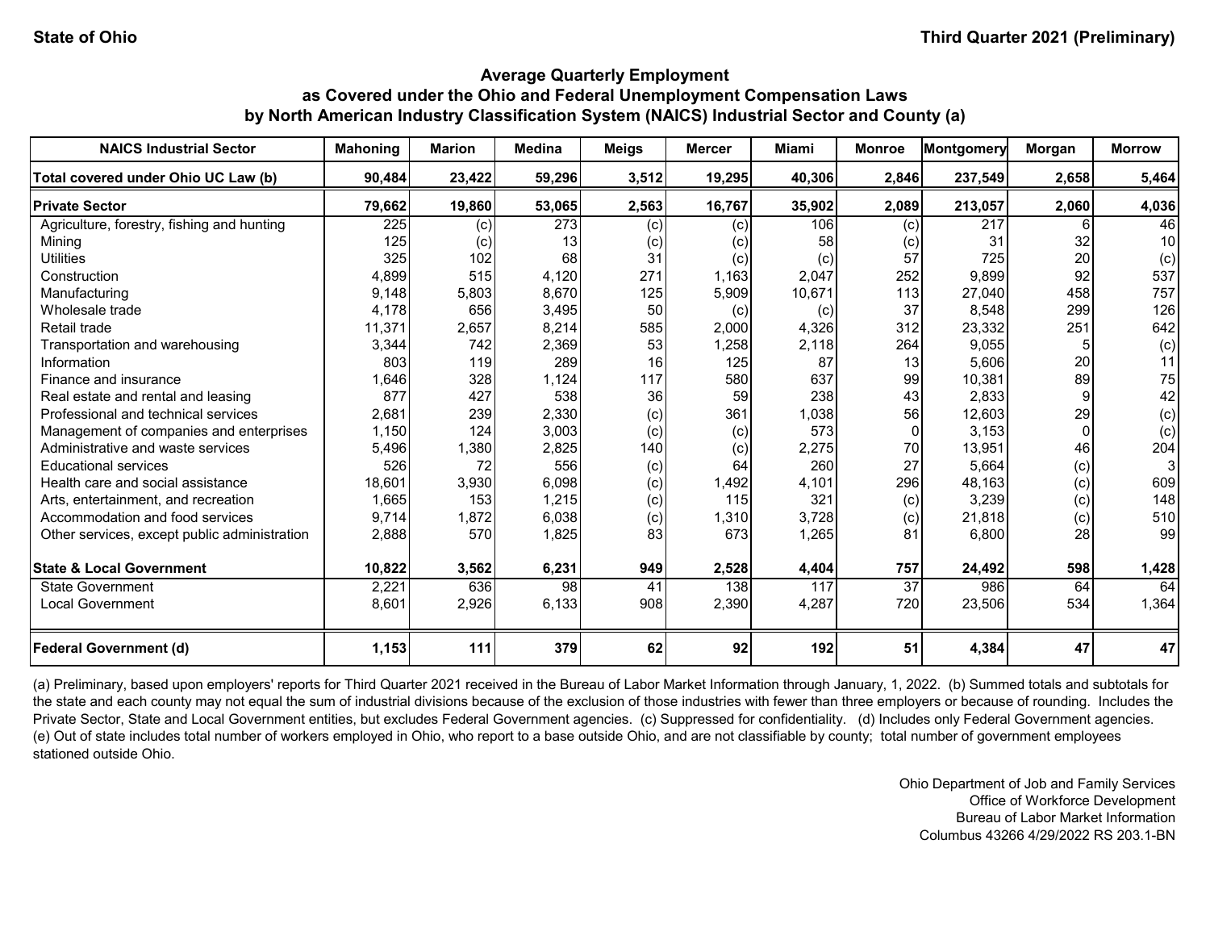State of Ohio | Third Quarter 2021 (Preliminary)

### Average Quarterly Employment as Covered under the Ohio and Federal Unemployment Compensation Laws by North American Industry Classification System (NAICS) Industrial Sector and County (a)

| NAICS Industrial Sector | Mahoning | Marion | Medina | Meigs | Mercer | Miami | Monroe | Montgomery | Morgan | Morrow |
|---|---|---|---|---|---|---|---|---|---|---|
| **Total covered under Ohio UC Law (b)** | **90,484** | **23,422** | **59,296** | **3,512** | **19,295** | **40,306** | **2,846** | **237,549** | **2,658** | **5,464** |
| **Private Sector** | **79,662** | **19,860** | **53,065** | **2,563** | **16,767** | **35,902** | **2,089** | **213,057** | **2,060** | **4,036** |
| Agriculture, forestry, fishing and hunting | 225 | (c) | 273 | (c) | (c) | 106 | (c) | 217 | 6 | 46 |
| Mining | 125 | (c) | 13 | (c) | (c) | 58 | (c) | 31 | 32 | 10 |
| Utilities | 325 | 102 | 68 | 31 | (c) | (c) | 57 | 725 | 20 | (c) |
| Construction | 4,899 | 515 | 4,120 | 271 | 1,163 | 2,047 | 252 | 9,899 | 92 | 537 |
| Manufacturing | 9,148 | 5,803 | 8,670 | 125 | 5,909 | 10,671 | 113 | 27,040 | 458 | 757 |
| Wholesale trade | 4,178 | 656 | 3,495 | 50 | (c) | (c) | 37 | 8,548 | 299 | 126 |
| Retail trade | 11,371 | 2,657 | 8,214 | 585 | 2,000 | 4,326 | 312 | 23,332 | 251 | 642 |
| Transportation and warehousing | 3,344 | 742 | 2,369 | 53 | 1,258 | 2,118 | 264 | 9,055 | 5 | (c) |
| Information | 803 | 119 | 289 | 16 | 125 | 87 | 13 | 5,606 | 20 | 11 |
| Finance and insurance | 1,646 | 328 | 1,124 | 117 | 580 | 637 | 99 | 10,381 | 89 | 75 |
| Real estate and rental and leasing | 877 | 427 | 538 | 36 | 59 | 238 | 43 | 2,833 | 9 | 42 |
| Professional and technical services | 2,681 | 239 | 2,330 | (c) | 361 | 1,038 | 56 | 12,603 | 29 | (c) |
| Management of companies and enterprises | 1,150 | 124 | 3,003 | (c) | (c) | 573 | 0 | 3,153 | 0 | (c) |
| Administrative and waste services | 5,496 | 1,380 | 2,825 | 140 | (c) | 2,275 | 70 | 13,951 | 46 | 204 |
| Educational services | 526 | 72 | 556 | (c) | 64 | 260 | 27 | 5,664 | (c) | 3 |
| Health care and social assistance | 18,601 | 3,930 | 6,098 | (c) | 1,492 | 4,101 | 296 | 48,163 | (c) | 609 |
| Arts, entertainment, and recreation | 1,665 | 153 | 1,215 | (c) | 115 | 321 | (c) | 3,239 | (c) | 148 |
| Accommodation and food services | 9,714 | 1,872 | 6,038 | (c) | 1,310 | 3,728 | (c) | 21,818 | (c) | 510 |
| Other services, except public administration | 2,888 | 570 | 1,825 | 83 | 673 | 1,265 | 81 | 6,800 | 28 | 99 |
| **State & Local Government** | **10,822** | **3,562** | **6,231** | **949** | **2,528** | **4,404** | **757** | **24,492** | **598** | **1,428** |
| State Government | 2,221 | 636 | 98 | 41 | 138 | 117 | 37 | 986 | 64 | 64 |
| Local Government | 8,601 | 2,926 | 6,133 | 908 | 2,390 | 4,287 | 720 | 23,506 | 534 | 1,364 |
| **Federal Government (d)** | **1,153** | **111** | **379** | **62** | **92** | **192** | **51** | **4,384** | **47** | **47** |

(a) Preliminary, based upon employers' reports for Third Quarter 2021 received in the Bureau of Labor Market Information through January, 1, 2022. (b) Summed totals and subtotals for the state and each county may not equal the sum of industrial divisions because of the exclusion of those industries with fewer than three employers or because of rounding. Includes the Private Sector, State and Local Government entities, but excludes Federal Government agencies. (c) Suppressed for confidentiality. (d) Includes only Federal Government agencies. (e) Out of state includes total number of workers employed in Ohio, who report to a base outside Ohio, and are not classifiable by county; total number of government employees stationed outside Ohio.

Ohio Department of Job and Family Services
Office of Workforce Development
Bureau of Labor Market Information
Columbus 43266 4/29/2022 RS 203.1-BN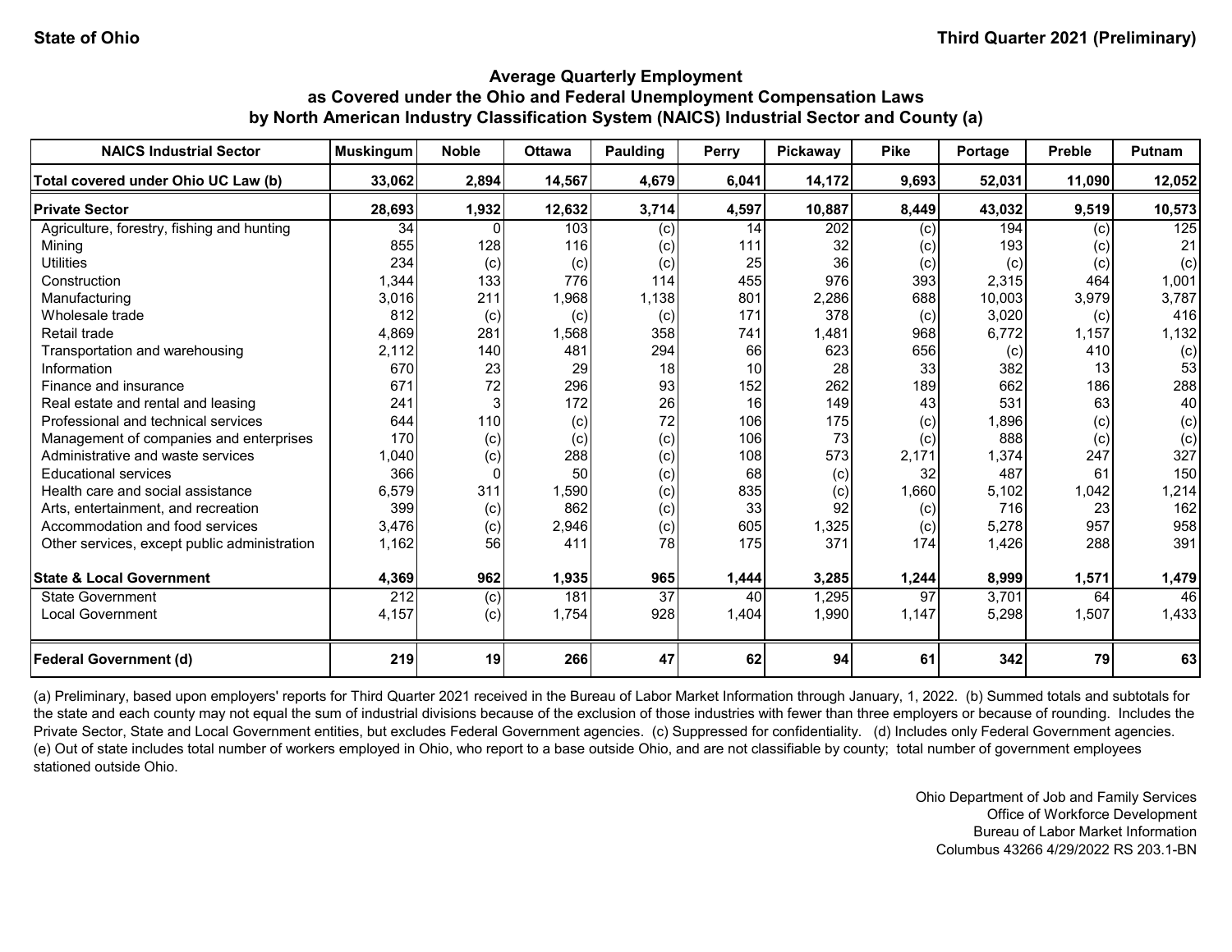State of Ohio | Third Quarter 2021 (Preliminary)

## Average Quarterly Employment as Covered under the Ohio and Federal Unemployment Compensation Laws by North American Industry Classification System (NAICS) Industrial Sector and County (a)

| NAICS Industrial Sector | Muskingum | Noble | Ottawa | Paulding | Perry | Pickaway | Pike | Portage | Preble | Putnam |
|---|---|---|---|---|---|---|---|---|---|---|
| **Total covered under Ohio UC Law (b)** | **33,062** | **2,894** | **14,567** | **4,679** | **6,041** | **14,172** | **9,693** | **52,031** | **11,090** | **12,052** |
| **Private Sector** | **28,693** | **1,932** | **12,632** | **3,714** | **4,597** | **10,887** | **8,449** | **43,032** | **9,519** | **10,573** |
| Agriculture, forestry, fishing and hunting | 34 | 0 | 103 | (c) | 14 | 202 | (c) | 194 | (c) | 125 |
| Mining | 855 | 128 | 116 | (c) | 111 | 32 | (c) | 193 | (c) | 21 |
| Utilities | 234 | (c) | (c) | (c) | 25 | 36 | (c) | (c) | (c) | (c) |
| Construction | 1,344 | 133 | 776 | 114 | 455 | 976 | 393 | 2,315 | 464 | 1,001 |
| Manufacturing | 3,016 | 211 | 1,968 | 1,138 | 801 | 2,286 | 688 | 10,003 | 3,979 | 3,787 |
| Wholesale trade | 812 | (c) | (c) | (c) | 171 | 378 | (c) | 3,020 | (c) | 416 |
| Retail trade | 4,869 | 281 | 1,568 | 358 | 741 | 1,481 | 968 | 6,772 | 1,157 | 1,132 |
| Transportation and warehousing | 2,112 | 140 | 481 | 294 | 66 | 623 | 656 | (c) | 410 | (c) |
| Information | 670 | 23 | 29 | 18 | 10 | 28 | 33 | 382 | 13 | 53 |
| Finance and insurance | 671 | 72 | 296 | 93 | 152 | 262 | 189 | 662 | 186 | 288 |
| Real estate and rental and leasing | 241 | 3 | 172 | 26 | 16 | 149 | 43 | 531 | 63 | 40 |
| Professional and technical services | 644 | 110 | (c) | 72 | 106 | 175 | (c) | 1,896 | (c) | (c) |
| Management of companies and enterprises | 170 | (c) | (c) | (c) | 106 | 73 | (c) | 888 | (c) | (c) |
| Administrative and waste services | 1,040 | (c) | 288 | (c) | 108 | 573 | 2,171 | 1,374 | 247 | 327 |
| Educational services | 366 | 0 | 50 | (c) | 68 | (c) | 32 | 487 | 61 | 150 |
| Health care and social assistance | 6,579 | 311 | 1,590 | (c) | 835 | (c) | 1,660 | 5,102 | 1,042 | 1,214 |
| Arts, entertainment, and recreation | 399 | (c) | 862 | (c) | 33 | 92 | (c) | 716 | 23 | 162 |
| Accommodation and food services | 3,476 | (c) | 2,946 | (c) | 605 | 1,325 | (c) | 5,278 | 957 | 958 |
| Other services, except public administration | 1,162 | 56 | 411 | 78 | 175 | 371 | 174 | 1,426 | 288 | 391 |
| **State & Local Government** | **4,369** | **962** | **1,935** | **965** | **1,444** | **3,285** | **1,244** | **8,999** | **1,571** | **1,479** |
| State Government | 212 | (c) | 181 | 37 | 40 | 1,295 | 97 | 3,701 | 64 | 46 |
| Local Government | 4,157 | (c) | 1,754 | 928 | 1,404 | 1,990 | 1,147 | 5,298 | 1,507 | 1,433 |
| **Federal Government (d)** | **219** | **19** | **266** | **47** | **62** | **94** | **61** | **342** | **79** | **63** |

(a) Preliminary, based upon employers' reports for Third Quarter 2021 received in the Bureau of Labor Market Information through January, 1, 2022. (b) Summed totals and subtotals for the state and each county may not equal the sum of industrial divisions because of the exclusion of those industries with fewer than three employers or because of rounding. Includes the Private Sector, State and Local Government entities, but excludes Federal Government agencies. (c) Suppressed for confidentiality. (d) Includes only Federal Government agencies. (e) Out of state includes total number of workers employed in Ohio, who report to a base outside Ohio, and are not classifiable by county; total number of government employees stationed outside Ohio.

Ohio Department of Job and Family Services
Office of Workforce Development
Bureau of Labor Market Information
Columbus 43266 4/29/2022 RS 203.1-BN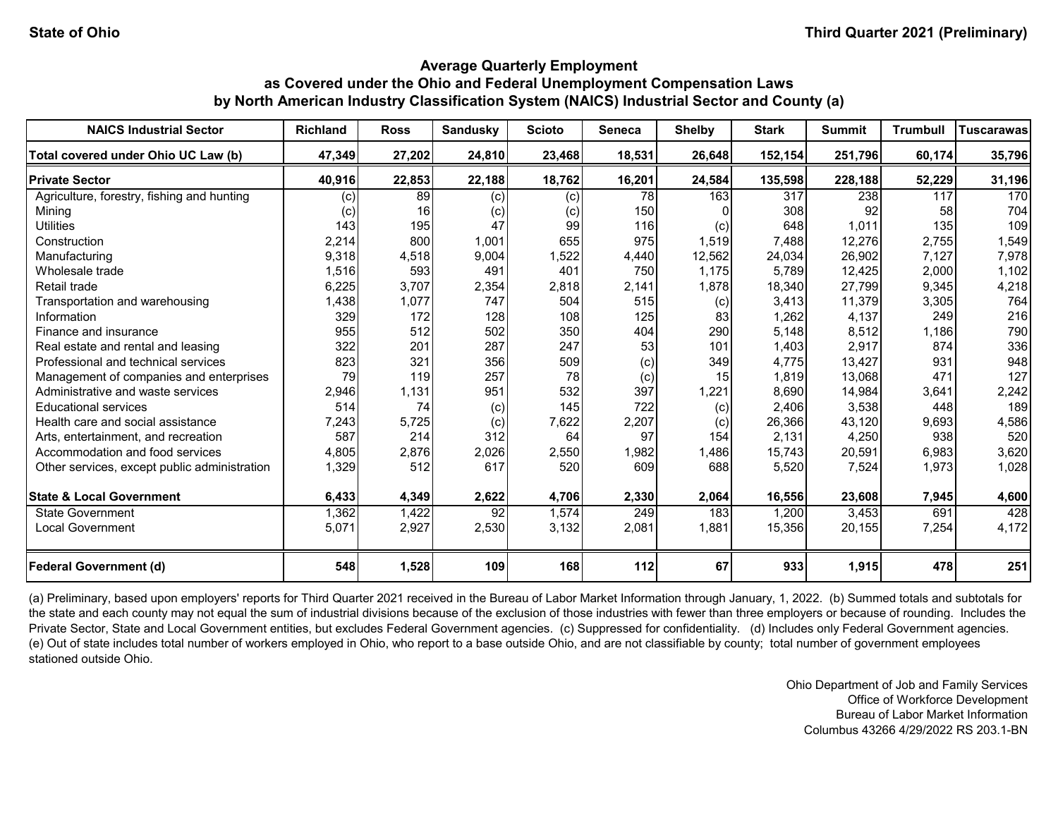State of Ohio | Third Quarter 2021 (Preliminary)

## Average Quarterly Employment as Covered under the Ohio and Federal Unemployment Compensation Laws by North American Industry Classification System (NAICS) Industrial Sector and County (a)

| NAICS Industrial Sector | Richland | Ross | Sandusky | Scioto | Seneca | Shelby | Stark | Summit | Trumbull | Tuscarawas |
|---|---|---|---|---|---|---|---|---|---|---|
| **Total covered under Ohio UC Law (b)** | **47,349** | **27,202** | **24,810** | **23,468** | **18,531** | **26,648** | **152,154** | **251,796** | **60,174** | **35,796** |
| **Private Sector** | **40,916** | **22,853** | **22,188** | **18,762** | **16,201** | **24,584** | **135,598** | **228,188** | **52,229** | **31,196** |
| Agriculture, forestry, fishing and hunting | (c) | 89 | (c) | (c) | 78 | 163 | 317 | 238 | 117 | 170 |
| Mining | (c) | 16 | (c) | (c) | 150 | 0 | 308 | 92 | 58 | 704 |
| Utilities | 143 | 195 | 47 | 99 | 116 | (c) | 648 | 1,011 | 135 | 109 |
| Construction | 2,214 | 800 | 1,001 | 655 | 975 | 1,519 | 7,488 | 12,276 | 2,755 | 1,549 |
| Manufacturing | 9,318 | 4,518 | 9,004 | 1,522 | 4,440 | 12,562 | 24,034 | 26,902 | 7,127 | 7,978 |
| Wholesale trade | 1,516 | 593 | 491 | 401 | 750 | 1,175 | 5,789 | 12,425 | 2,000 | 1,102 |
| Retail trade | 6,225 | 3,707 | 2,354 | 2,818 | 2,141 | 1,878 | 18,340 | 27,799 | 9,345 | 4,218 |
| Transportation and warehousing | 1,438 | 1,077 | 747 | 504 | 515 | (c) | 3,413 | 11,379 | 3,305 | 764 |
| Information | 329 | 172 | 128 | 108 | 125 | 83 | 1,262 | 4,137 | 249 | 216 |
| Finance and insurance | 955 | 512 | 502 | 350 | 404 | 290 | 5,148 | 8,512 | 1,186 | 790 |
| Real estate and rental and leasing | 322 | 201 | 287 | 247 | 53 | 101 | 1,403 | 2,917 | 874 | 336 |
| Professional and technical services | 823 | 321 | 356 | 509 | (c) | 349 | 4,775 | 13,427 | 931 | 948 |
| Management of companies and enterprises | 79 | 119 | 257 | 78 | (c) | 15 | 1,819 | 13,068 | 471 | 127 |
| Administrative and waste services | 2,946 | 1,131 | 951 | 532 | 397 | 1,221 | 8,690 | 14,984 | 3,641 | 2,242 |
| Educational services | 514 | 74 | (c) | 145 | 722 | (c) | 2,406 | 3,538 | 448 | 189 |
| Health care and social assistance | 7,243 | 5,725 | (c) | 7,622 | 2,207 | (c) | 26,366 | 43,120 | 9,693 | 4,586 |
| Arts, entertainment, and recreation | 587 | 214 | 312 | 64 | 97 | 154 | 2,131 | 4,250 | 938 | 520 |
| Accommodation and food services | 4,805 | 2,876 | 2,026 | 2,550 | 1,982 | 1,486 | 15,743 | 20,591 | 6,983 | 3,620 |
| Other services, except public administration | 1,329 | 512 | 617 | 520 | 609 | 688 | 5,520 | 7,524 | 1,973 | 1,028 |
| **State & Local Government** | **6,433** | **4,349** | **2,622** | **4,706** | **2,330** | **2,064** | **16,556** | **23,608** | **7,945** | **4,600** |
| State Government | 1,362 | 1,422 | 92 | 1,574 | 249 | 183 | 1,200 | 3,453 | 691 | 428 |
| Local Government | 5,071 | 2,927 | 2,530 | 3,132 | 2,081 | 1,881 | 15,356 | 20,155 | 7,254 | 4,172 |
| **Federal Government (d)** | **548** | **1,528** | **109** | **168** | **112** | **67** | **933** | **1,915** | **478** | **251** |

(a) Preliminary, based upon employers' reports for Third Quarter 2021 received in the Bureau of Labor Market Information through January, 1, 2022. (b) Summed totals and subtotals for the state and each county may not equal the sum of industrial divisions because of the exclusion of those industries with fewer than three employers or because of rounding. Includes the Private Sector, State and Local Government entities, but excludes Federal Government agencies. (c) Suppressed for confidentiality. (d) Includes only Federal Government agencies. (e) Out of state includes total number of workers employed in Ohio, who report to a base outside Ohio, and are not classifiable by county; total number of government employees stationed outside Ohio.

Ohio Department of Job and Family Services
Office of Workforce Development
Bureau of Labor Market Information
Columbus 43266 4/29/2022 RS 203.1-BN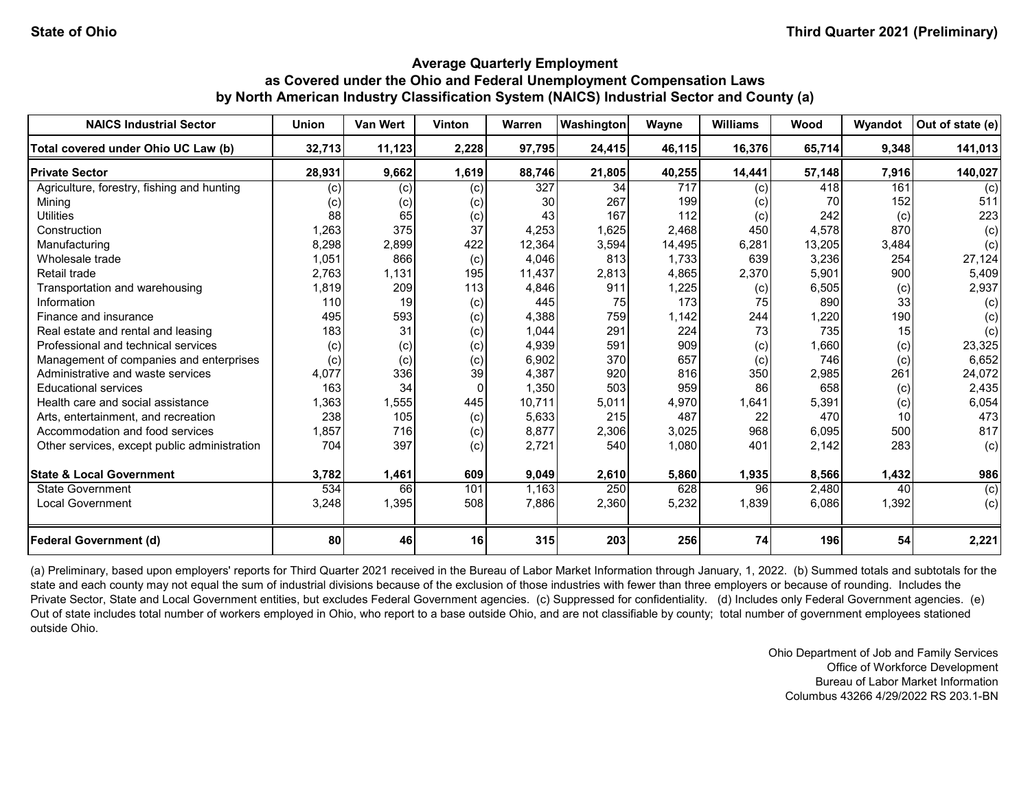State of Ohio

Third Quarter 2021 (Preliminary)

## Average Quarterly Employment as Covered under the Ohio and Federal Unemployment Compensation Laws by North American Industry Classification System (NAICS) Industrial Sector and County (a)

| NAICS Industrial Sector | Union | Van Wert | Vinton | Warren | Washington | Wayne | Williams | Wood | Wyandot | Out of state (e) |
|---|---|---|---|---|---|---|---|---|---|---|
| **Total covered under Ohio UC Law (b)** | **32,713** | **11,123** | **2,228** | **97,795** | **24,415** | **46,115** | **16,376** | **65,714** | **9,348** | **141,013** |
| **Private Sector** | **28,931** | **9,662** | **1,619** | **88,746** | **21,805** | **40,255** | **14,441** | **57,148** | **7,916** | **140,027** |
| Agriculture, forestry, fishing and hunting | (c) | (c) | (c) | 327 | 34 | 717 | (c) | 418 | 161 | (c) |
| Mining | (c) | (c) | (c) | 30 | 267 | 199 | (c) | 70 | 152 | 511 |
| Utilities | 88 | 65 | (c) | 43 | 167 | 112 | (c) | 242 | (c) | 223 |
| Construction | 1,263 | 375 | 37 | 4,253 | 1,625 | 2,468 | 450 | 4,578 | 870 | (c) |
| Manufacturing | 8,298 | 2,899 | 422 | 12,364 | 3,594 | 14,495 | 6,281 | 13,205 | 3,484 | (c) |
| Wholesale trade | 1,051 | 866 | (c) | 4,046 | 813 | 1,733 | 639 | 3,236 | 254 | 27,124 |
| Retail trade | 2,763 | 1,131 | 195 | 11,437 | 2,813 | 4,865 | 2,370 | 5,901 | 900 | 5,409 |
| Transportation and warehousing | 1,819 | 209 | 113 | 4,846 | 911 | 1,225 | (c) | 6,505 | (c) | 2,937 |
| Information | 110 | 19 | (c) | 445 | 75 | 173 | 75 | 890 | 33 | (c) |
| Finance and insurance | 495 | 593 | (c) | 4,388 | 759 | 1,142 | 244 | 1,220 | 190 | (c) |
| Real estate and rental and leasing | 183 | 31 | (c) | 1,044 | 291 | 224 | 73 | 735 | 15 | (c) |
| Professional and technical services | (c) | (c) | (c) | 4,939 | 591 | 909 | (c) | 1,660 | (c) | 23,325 |
| Management of companies and enterprises | (c) | (c) | (c) | 6,902 | 370 | 657 | (c) | 746 | (c) | 6,652 |
| Administrative and waste services | 4,077 | 336 | 39 | 4,387 | 920 | 816 | 350 | 2,985 | 261 | 24,072 |
| Educational services | 163 | 34 | 0 | 1,350 | 503 | 959 | 86 | 658 | (c) | 2,435 |
| Health care and social assistance | 1,363 | 1,555 | 445 | 10,711 | 5,011 | 4,970 | 1,641 | 5,391 | (c) | 6,054 |
| Arts, entertainment, and recreation | 238 | 105 | (c) | 5,633 | 215 | 487 | 22 | 470 | 10 | 473 |
| Accommodation and food services | 1,857 | 716 | (c) | 8,877 | 2,306 | 3,025 | 968 | 6,095 | 500 | 817 |
| Other services, except public administration | 704 | 397 | (c) | 2,721 | 540 | 1,080 | 401 | 2,142 | 283 | (c) |
| **State & Local Government** | **3,782** | **1,461** | **609** | **9,049** | **2,610** | **5,860** | **1,935** | **8,566** | **1,432** | **986** |
| State Government | 534 | 66 | 101 | 1,163 | 250 | 628 | 96 | 2,480 | 40 | (c) |
| Local Government | 3,248 | 1,395 | 508 | 7,886 | 2,360 | 5,232 | 1,839 | 6,086 | 1,392 | (c) |
| **Federal Government (d)** | **80** | **46** | **16** | **315** | **203** | **256** | **74** | **196** | **54** | **2,221** |

(a) Preliminary, based upon employers' reports for Third Quarter 2021 received in the Bureau of Labor Market Information through January, 1, 2022. (b) Summed totals and subtotals for the state and each county may not equal the sum of industrial divisions because of the exclusion of those industries with fewer than three employers or because of rounding. Includes the Private Sector, State and Local Government entities, but excludes Federal Government agencies. (c) Suppressed for confidentiality. (d) Includes only Federal Government agencies. (e) Out of state includes total number of workers employed in Ohio, who report to a base outside Ohio, and are not classifiable by county; total number of government employees stationed outside Ohio.

Ohio Department of Job and Family Services
Office of Workforce Development
Bureau of Labor Market Information
Columbus 43266 4/29/2022 RS 203.1-BN